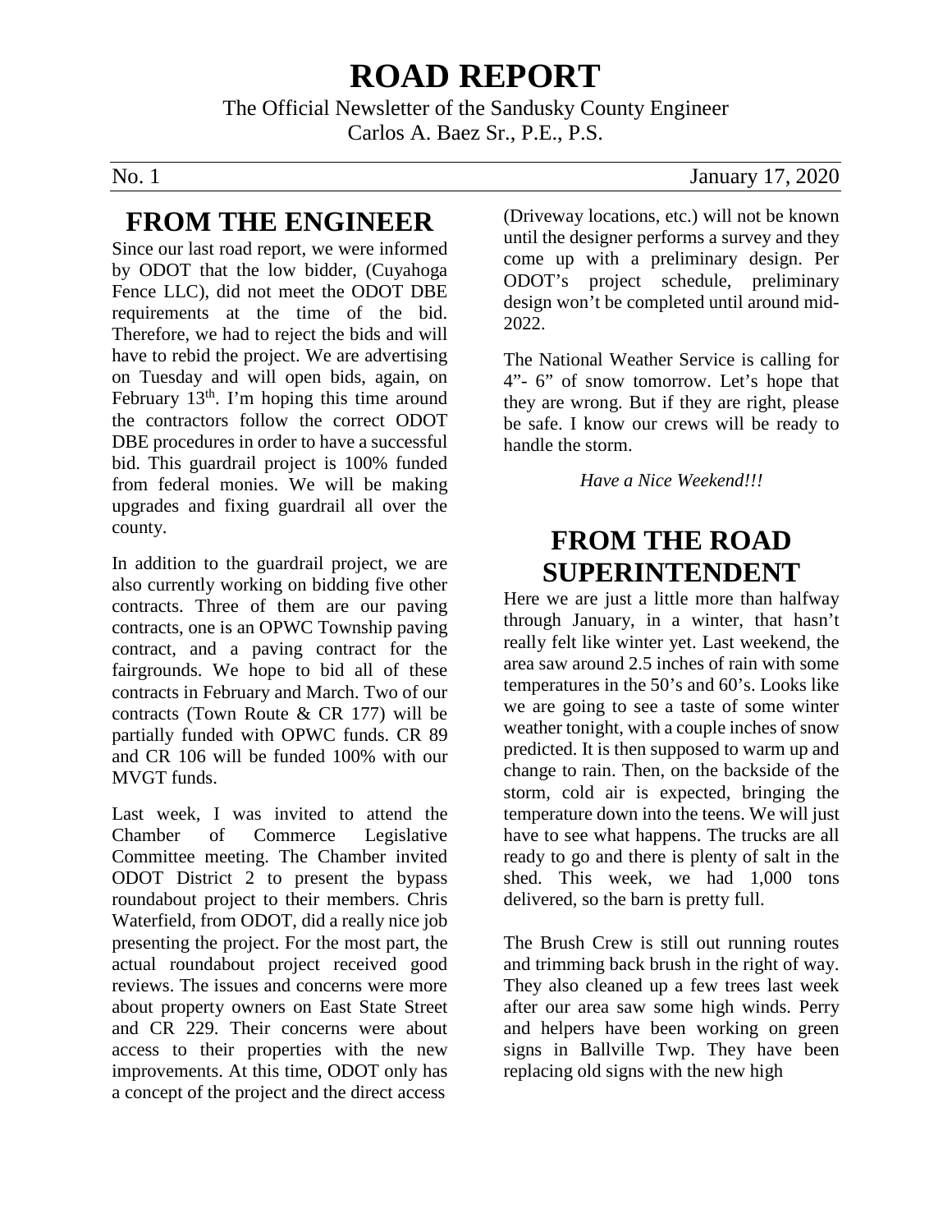# ROAD REPORT

The Official Newsletter of the Sandusky County Engineer
Carlos A. Baez Sr., P.E., P.S.

No. 1 January 17, 2020

## FROM THE ENGINEER

Since our last road report, we were informed by ODOT that the low bidder, (Cuyahoga Fence LLC), did not meet the ODOT DBE requirements at the time of the bid. Therefore, we had to reject the bids and will have to rebid the project. We are advertising on Tuesday and will open bids, again, on February 13th. I'm hoping this time around the contractors follow the correct ODOT DBE procedures in order to have a successful bid. This guardrail project is 100% funded from federal monies. We will be making upgrades and fixing guardrail all over the county.

In addition to the guardrail project, we are also currently working on bidding five other contracts. Three of them are our paving contracts, one is an OPWC Township paving contract, and a paving contract for the fairgrounds. We hope to bid all of these contracts in February and March. Two of our contracts (Town Route & CR 177) will be partially funded with OPWC funds. CR 89 and CR 106 will be funded 100% with our MVGT funds.

Last week, I was invited to attend the Chamber of Commerce Legislative Committee meeting. The Chamber invited ODOT District 2 to present the bypass roundabout project to their members. Chris Waterfield, from ODOT, did a really nice job presenting the project. For the most part, the actual roundabout project received good reviews. The issues and concerns were more about property owners on East State Street and CR 229. Their concerns were about access to their properties with the new improvements. At this time, ODOT only has a concept of the project and the direct access (Driveway locations, etc.) will not be known until the designer performs a survey and they come up with a preliminary design. Per ODOT's project schedule, preliminary design won't be completed until around mid-2022.

The National Weather Service is calling for 4"- 6" of snow tomorrow. Let's hope that they are wrong. But if they are right, please be safe. I know our crews will be ready to handle the storm.

*Have a Nice Weekend!!!*

## FROM THE ROAD SUPERINTENDENT

Here we are just a little more than halfway through January, in a winter, that hasn't really felt like winter yet. Last weekend, the area saw around 2.5 inches of rain with some temperatures in the 50's and 60's. Looks like we are going to see a taste of some winter weather tonight, with a couple inches of snow predicted. It is then supposed to warm up and change to rain. Then, on the backside of the storm, cold air is expected, bringing the temperature down into the teens. We will just have to see what happens. The trucks are all ready to go and there is plenty of salt in the shed. This week, we had 1,000 tons delivered, so the barn is pretty full.

The Brush Crew is still out running routes and trimming back brush in the right of way. They also cleaned up a few trees last week after our area saw some high winds. Perry and helpers have been working on green signs in Ballville Twp. They have been replacing old signs with the new high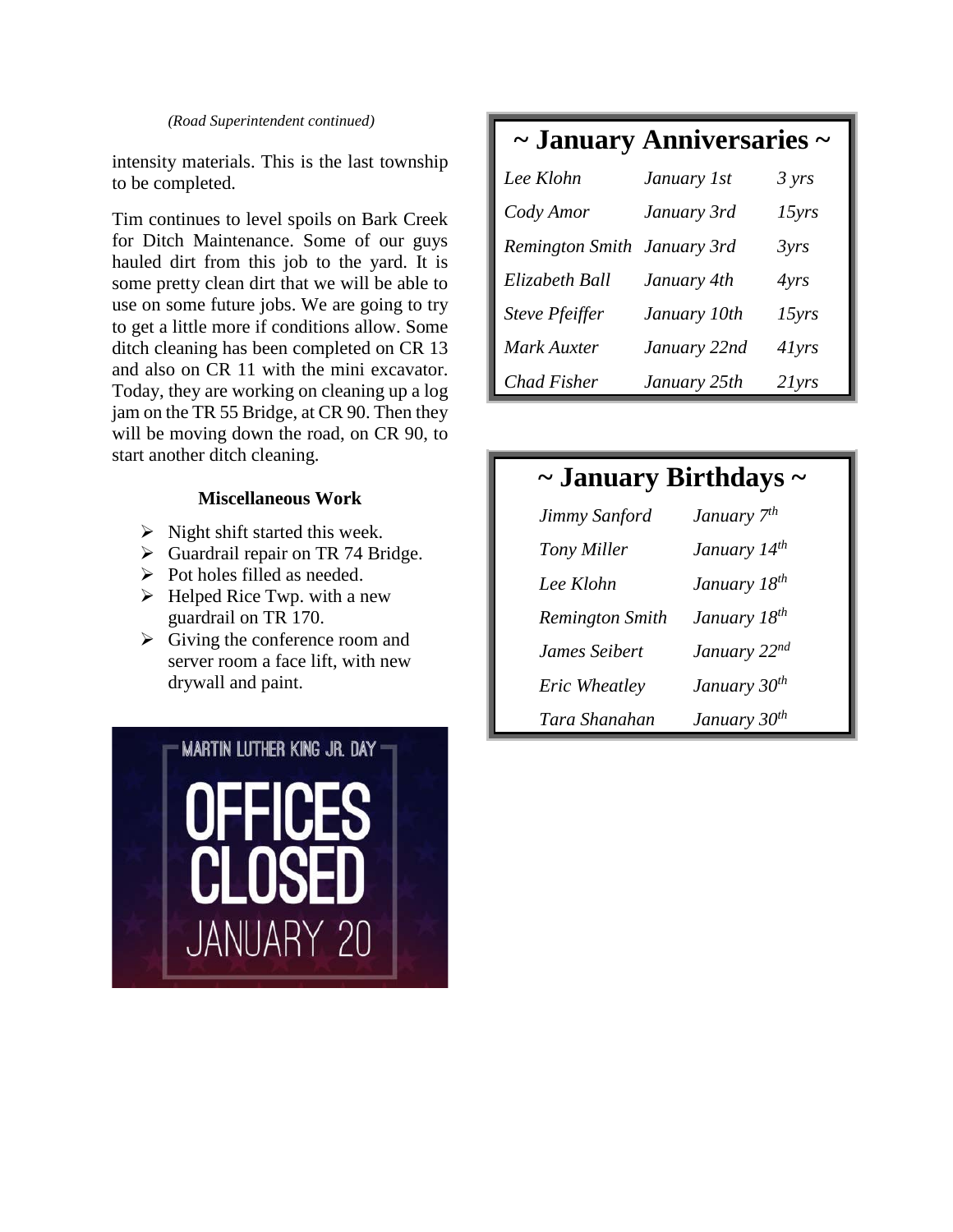*(Road Superintendent continued)*

intensity materials. This is the last township to be completed.

Tim continues to level spoils on Bark Creek for Ditch Maintenance. Some of our guys hauled dirt from this job to the yard. It is some pretty clean dirt that we will be able to use on some future jobs. We are going to try to get a little more if conditions allow. Some ditch cleaning has been completed on CR 13 and also on CR 11 with the mini excavator. Today, they are working on cleaning up a log jam on the TR 55 Bridge, at CR 90. Then they will be moving down the road, on CR 90, to start another ditch cleaning.

**Miscellaneous Work**

- Night shift started this week.
- Guardrail repair on TR 74 Bridge.
- Pot holes filled as needed.
- Helped Rice Twp. with a new guardrail on TR 170.
- Giving the conference room and server room a face lift, with new drywall and paint.

MARTIN LUTHER KING JR. DAY

OFFICES CLOSED

JANUARY 20

## ~ January Anniversaries ~

| | | |
|---|---|---|
| *Lee Klohn* | *January 1st* | *3 yrs* |
| *Cody Amor* | *January 3rd* | *15yrs* |
| *Remington Smith* | *January 3rd* | *3yrs* |
| *Elizabeth Ball* | *January 4th* | *4yrs* |
| *Steve Pfeiffer* | *January 10th* | *15yrs* |
| *Mark Auxter* | *January 22nd* | *41yrs* |
| *Chad Fisher* | *January 25th* | *21yrs* |

## ~ January Birthdays ~

| | |
|---|---|
| *Jimmy Sanford* | *January 7th* |
| *Tony Miller* | *January 14th* |
| *Lee Klohn* | *January 18th* |
| *Remington Smith* | *January 18th* |
| *James Seibert* | *January 22nd* |
| *Eric Wheatley* | *January 30th* |
| *Tara Shanahan* | *January 30th* |